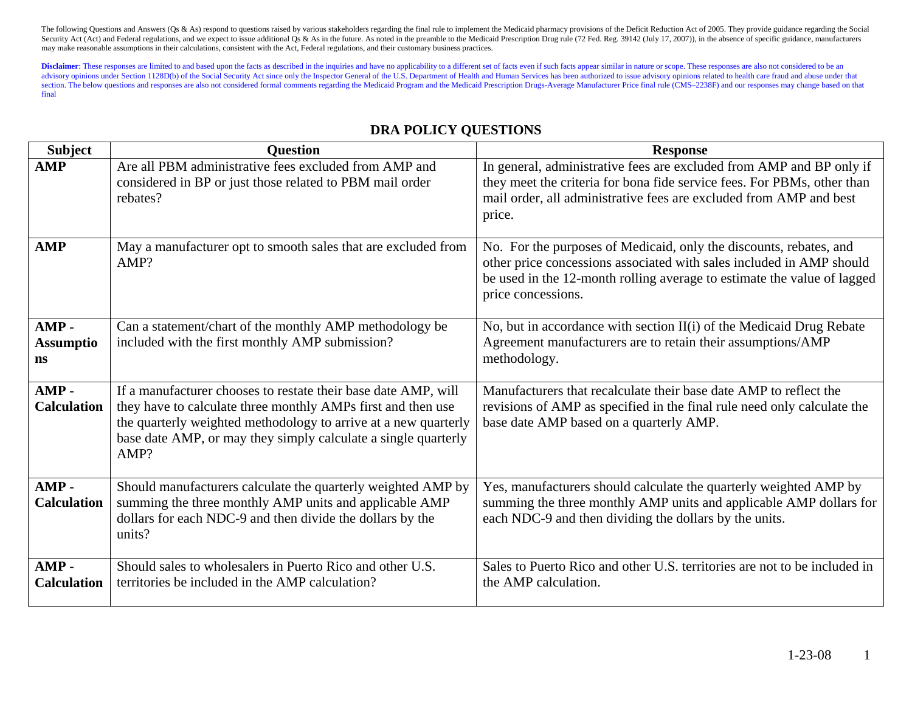The following Questions and Answers (Qs & As) respond to questions raised by various stakeholders regarding the final rule to implement the Medicaid pharmacy provisions of the Deficit Reduction Act of 2005. They provide guidance regarding the Social Security Act (Act) and Federal regulations, and we expect to issue additional Qs & As in the future. As noted in the preamble to the Medicaid Prescription Drug rule (72 Fed. Reg. 39142 (July 17, 2007)), in the absence of specific guidance, manufacturers may make reasonable assumptions in their calculations, consistent with the Act, Federal regulations, and their customary business practices.

**Disclaimer**: These responses are limited to and based upon the facts as described in the inquiries and have no applicability to a different set of facts even if such facts appear similar in nature or scope. These responses are also not considered to be an advisory opinions under Section 1128D(b) of the Social Security Act since only the Inspector General of the U.S. Department of Health and Human Services has been authorized to issue advisory opinions related to health care fraud and abuse under that section. The below questions and responses are also not considered formal comments regarding the Medicaid Program and the Medicaid Prescription Drugs-Average Manufacturer Price final rule (CMS–2238F) and our responses may change based on that final

## DRA POLICY QUESTIONS

| Subject | Question | Response |
|---|---|---|
| **AMP** | Are all PBM administrative fees excluded from AMP and considered in BP or just those related to PBM mail order rebates? | In general, administrative fees are excluded from AMP and BP only if they meet the criteria for bona fide service fees. For PBMs, other than mail order, all administrative fees are excluded from AMP and best price. |
| **AMP** | May a manufacturer opt to smooth sales that are excluded from AMP? | No. For the purposes of Medicaid, only the discounts, rebates, and other price concessions associated with sales included in AMP should be used in the 12-month rolling average to estimate the value of lagged price concessions. |
| **AMP - Assumptions** | Can a statement/chart of the monthly AMP methodology be included with the first monthly AMP submission? | No, but in accordance with section II(i) of the Medicaid Drug Rebate Agreement manufacturers are to retain their assumptions/AMP methodology. |
| **AMP - Calculation** | If a manufacturer chooses to restate their base date AMP, will they have to calculate three monthly AMPs first and then use the quarterly weighted methodology to arrive at a new quarterly base date AMP, or may they simply calculate a single quarterly AMP? | Manufacturers that recalculate their base date AMP to reflect the revisions of AMP as specified in the final rule need only calculate the base date AMP based on a quarterly AMP. |
| **AMP - Calculation** | Should manufacturers calculate the quarterly weighted AMP by summing the three monthly AMP units and applicable AMP dollars for each NDC-9 and then divide the dollars by the units? | Yes, manufacturers should calculate the quarterly weighted AMP by summing the three monthly AMP units and applicable AMP dollars for each NDC-9 and then dividing the dollars by the units. |
| **AMP - Calculation** | Should sales to wholesalers in Puerto Rico and other U.S. territories be included in the AMP calculation? | Sales to Puerto Rico and other U.S. territories are not to be included in the AMP calculation. |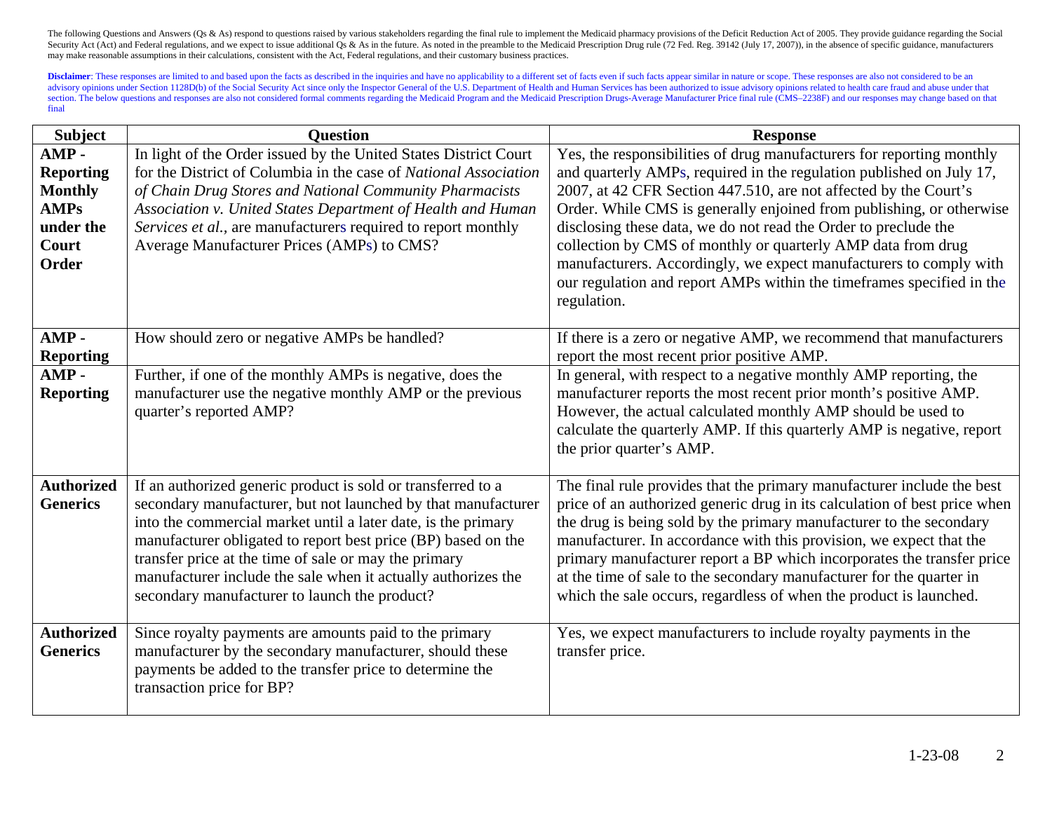The following Questions and Answers (Qs & As) respond to questions raised by various stakeholders regarding the final rule to implement the Medicaid pharmacy provisions of the Deficit Reduction Act of 2005. They provide guidance regarding the Social Security Act (Act) and Federal regulations, and we expect to issue additional Qs & As in the future. As noted in the preamble to the Medicaid Prescription Drug rule (72 Fed. Reg. 39142 (July 17, 2007)), in the absence of specific guidance, manufacturers may make reasonable assumptions in their calculations, consistent with the Act, Federal regulations, and their customary business practices.

**Disclaimer**: These responses are limited to and based upon the facts as described in the inquiries and have no applicability to a different set of facts even if such facts appear similar in nature or scope. These responses are also not considered to be an advisory opinions under Section 1128D(b) of the Social Security Act since only the Inspector General of the U.S. Department of Health and Human Services has been authorized to issue advisory opinions related to health care fraud and abuse under that section. The below questions and responses are also not considered formal comments regarding the Medicaid Program and the Medicaid Prescription Drugs-Average Manufacturer Price final rule (CMS–2238F) and our responses may change based on that final

| Subject | Question | Response |
|---|---|---|
| **AMP - Reporting Monthly AMPs under the Court Order** | In light of the Order issued by the United States District Court for the District of Columbia in the case of *National Association of Chain Drug Stores and National Community Pharmacists Association v. United States Department of Health and Human Services et al.*, are manufacturers required to report monthly Average Manufacturer Prices (AMPs) to CMS? | Yes, the responsibilities of drug manufacturers for reporting monthly and quarterly AMPs, required in the regulation published on July 17, 2007, at 42 CFR Section 447.510, are not affected by the Court's Order. While CMS is generally enjoined from publishing, or otherwise disclosing these data, we do not read the Order to preclude the collection by CMS of monthly or quarterly AMP data from drug manufacturers. Accordingly, we expect manufacturers to comply with our regulation and report AMPs within the timeframes specified in the regulation. |
| **AMP - Reporting** | How should zero or negative AMPs be handled? | If there is a zero or negative AMP, we recommend that manufacturers report the most recent prior positive AMP. |
| **AMP - Reporting** | Further, if one of the monthly AMPs is negative, does the manufacturer use the negative monthly AMP or the previous quarter's reported AMP? | In general, with respect to a negative monthly AMP reporting, the manufacturer reports the most recent prior month's positive AMP. However, the actual calculated monthly AMP should be used to calculate the quarterly AMP. If this quarterly AMP is negative, report the prior quarter's AMP. |
| **Authorized Generics** | If an authorized generic product is sold or transferred to a secondary manufacturer, but not launched by that manufacturer into the commercial market until a later date, is the primary manufacturer obligated to report best price (BP) based on the transfer price at the time of sale or may the primary manufacturer include the sale when it actually authorizes the secondary manufacturer to launch the product? | The final rule provides that the primary manufacturer include the best price of an authorized generic drug in its calculation of best price when the drug is being sold by the primary manufacturer to the secondary manufacturer. In accordance with this provision, we expect that the primary manufacturer report a BP which incorporates the transfer price at the time of sale to the secondary manufacturer for the quarter in which the sale occurs, regardless of when the product is launched. |
| **Authorized Generics** | Since royalty payments are amounts paid to the primary manufacturer by the secondary manufacturer, should these payments be added to the transfer price to determine the transaction price for BP? | Yes, we expect manufacturers to include royalty payments in the transfer price. |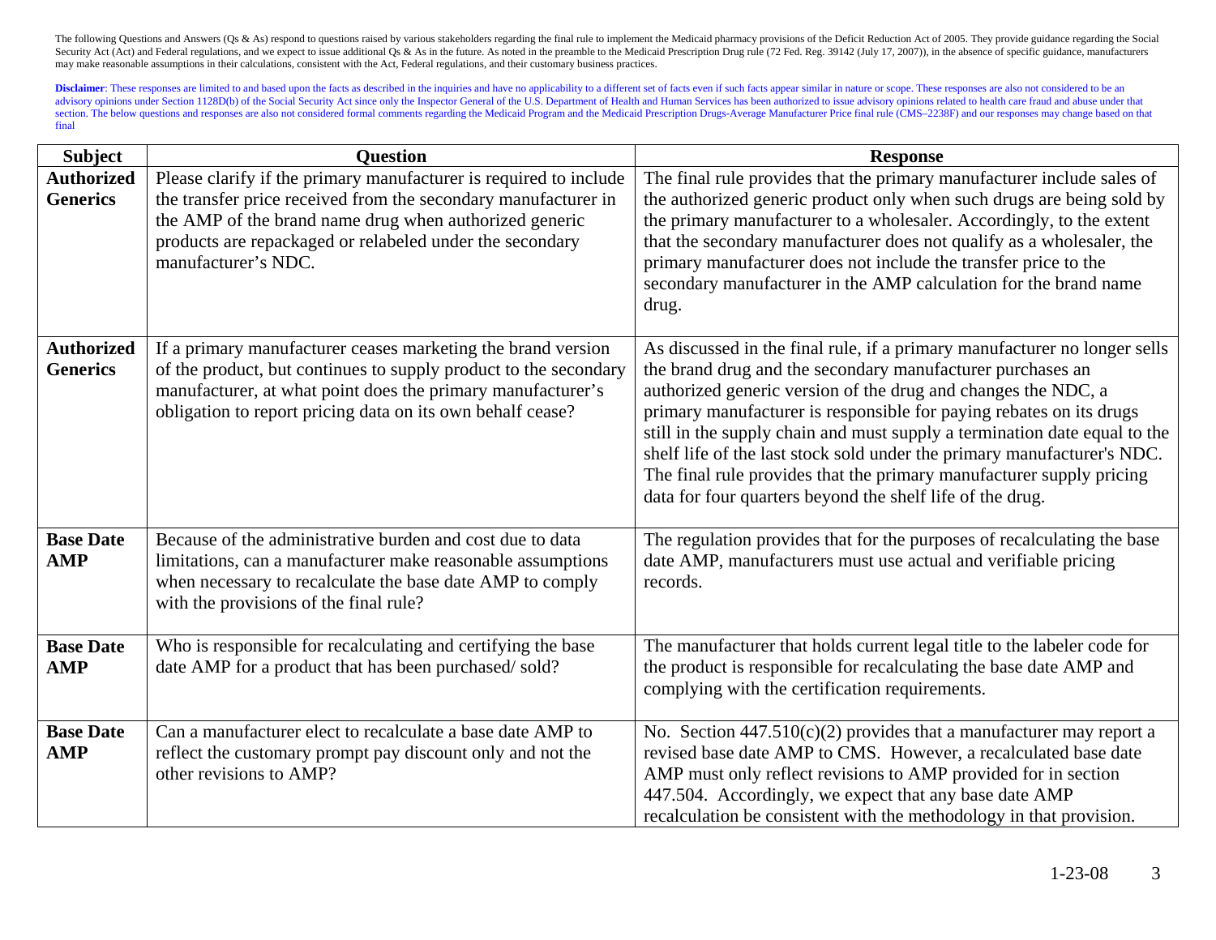The following Questions and Answers (Qs & As) respond to questions raised by various stakeholders regarding the final rule to implement the Medicaid pharmacy provisions of the Deficit Reduction Act of 2005. They provide guidance regarding the Social Security Act (Act) and Federal regulations, and we expect to issue additional Qs & As in the future. As noted in the preamble to the Medicaid Prescription Drug rule (72 Fed. Reg. 39142 (July 17, 2007)), in the absence of specific guidance, manufacturers may make reasonable assumptions in their calculations, consistent with the Act, Federal regulations, and their customary business practices.

**Disclaimer**: These responses are limited to and based upon the facts as described in the inquiries and have no applicability to a different set of facts even if such facts appear similar in nature or scope. These responses are also not considered to be an advisory opinions under Section 1128D(b) of the Social Security Act since only the Inspector General of the U.S. Department of Health and Human Services has been authorized to issue advisory opinions related to health care fraud and abuse under that section. The below questions and responses are also not considered formal comments regarding the Medicaid Program and the Medicaid Prescription Drugs-Average Manufacturer Price final rule (CMS–2238F) and our responses may change based on that final

| Subject | Question | Response |
|---|---|---|
| **Authorized Generics** | Please clarify if the primary manufacturer is required to include the transfer price received from the secondary manufacturer in the AMP of the brand name drug when authorized generic products are repackaged or relabeled under the secondary manufacturer's NDC. | The final rule provides that the primary manufacturer include sales of the authorized generic product only when such drugs are being sold by the primary manufacturer to a wholesaler. Accordingly, to the extent that the secondary manufacturer does not qualify as a wholesaler, the primary manufacturer does not include the transfer price to the secondary manufacturer in the AMP calculation for the brand name drug. |
| **Authorized Generics** | If a primary manufacturer ceases marketing the brand version of the product, but continues to supply product to the secondary manufacturer, at what point does the primary manufacturer's obligation to report pricing data on its own behalf cease? | As discussed in the final rule, if a primary manufacturer no longer sells the brand drug and the secondary manufacturer purchases an authorized generic version of the drug and changes the NDC, a primary manufacturer is responsible for paying rebates on its drugs still in the supply chain and must supply a termination date equal to the shelf life of the last stock sold under the primary manufacturer's NDC. The final rule provides that the primary manufacturer supply pricing data for four quarters beyond the shelf life of the drug. |
| **Base Date AMP** | Because of the administrative burden and cost due to data limitations, can a manufacturer make reasonable assumptions when necessary to recalculate the base date AMP to comply with the provisions of the final rule? | The regulation provides that for the purposes of recalculating the base date AMP, manufacturers must use actual and verifiable pricing records. |
| **Base Date AMP** | Who is responsible for recalculating and certifying the base date AMP for a product that has been purchased/ sold? | The manufacturer that holds current legal title to the labeler code for the product is responsible for recalculating the base date AMP and complying with the certification requirements. |
| **Base Date AMP** | Can a manufacturer elect to recalculate a base date AMP to reflect the customary prompt pay discount only and not the other revisions to AMP? | No. Section 447.510(c)(2) provides that a manufacturer may report a revised base date AMP to CMS. However, a recalculated base date AMP must only reflect revisions to AMP provided for in section 447.504. Accordingly, we expect that any base date AMP recalculation be consistent with the methodology in that provision. |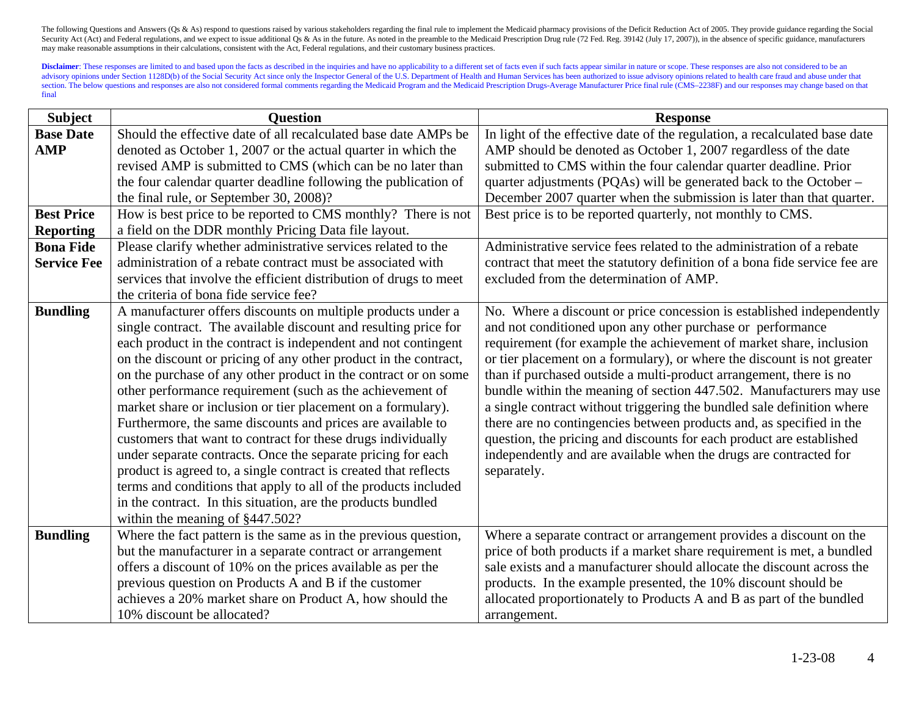The following Questions and Answers (Qs & As) respond to questions raised by various stakeholders regarding the final rule to implement the Medicaid pharmacy provisions of the Deficit Reduction Act of 2005. They provide guidance regarding the Social Security Act (Act) and Federal regulations, and we expect to issue additional Qs & As in the future. As noted in the preamble to the Medicaid Prescription Drug rule (72 Fed. Reg. 39142 (July 17, 2007)), in the absence of specific guidance, manufacturers may make reasonable assumptions in their calculations, consistent with the Act, Federal regulations, and their customary business practices.

**Disclaimer**: These responses are limited to and based upon the facts as described in the inquiries and have no applicability to a different set of facts even if such facts appear similar in nature or scope. These responses are also not considered to be an advisory opinions under Section 1128D(b) of the Social Security Act since only the Inspector General of the U.S. Department of Health and Human Services has been authorized to issue advisory opinions related to health care fraud and abuse under that section. The below questions and responses are also not considered formal comments regarding the Medicaid Program and the Medicaid Prescription Drugs-Average Manufacturer Price final rule (CMS–2238F) and our responses may change based on that final

| Subject | Question | Response |
|---|---|---|
| **Base Date AMP** | Should the effective date of all recalculated base date AMPs be denoted as October 1, 2007 or the actual quarter in which the revised AMP is submitted to CMS (which can be no later than the four calendar quarter deadline following the publication of the final rule, or September 30, 2008)? | In light of the effective date of the regulation, a recalculated base date AMP should be denoted as October 1, 2007 regardless of the date submitted to CMS within the four calendar quarter deadline. Prior quarter adjustments (PQAs) will be generated back to the October – December 2007 quarter when the submission is later than that quarter. |
| **Best Price Reporting** | How is best price to be reported to CMS monthly? There is not a field on the DDR monthly Pricing Data file layout. | Best price is to be reported quarterly, not monthly to CMS. |
| **Bona Fide Service Fee** | Please clarify whether administrative services related to the administration of a rebate contract must be associated with services that involve the efficient distribution of drugs to meet the criteria of bona fide service fee? | Administrative service fees related to the administration of a rebate contract that meet the statutory definition of a bona fide service fee are excluded from the determination of AMP. |
| **Bundling** | A manufacturer offers discounts on multiple products under a single contract. The available discount and resulting price for each product in the contract is independent and not contingent on the discount or pricing of any other product in the contract, on the purchase of any other product in the contract or on some other performance requirement (such as the achievement of market share or inclusion or tier placement on a formulary). Furthermore, the same discounts and prices are available to customers that want to contract for these drugs individually under separate contracts. Once the separate pricing for each product is agreed to, a single contract is created that reflects terms and conditions that apply to all of the products included in the contract. In this situation, are the products bundled within the meaning of §447.502? | No. Where a discount or price concession is established independently and not conditioned upon any other purchase or performance requirement (for example the achievement of market share, inclusion or tier placement on a formulary), or where the discount is not greater than if purchased outside a multi-product arrangement, there is no bundle within the meaning of section 447.502. Manufacturers may use a single contract without triggering the bundled sale definition where there are no contingencies between products and, as specified in the question, the pricing and discounts for each product are established independently and are available when the drugs are contracted for separately. |
| **Bundling** | Where the fact pattern is the same as in the previous question, but the manufacturer in a separate contract or arrangement offers a discount of 10% on the prices available as per the previous question on Products A and B if the customer achieves a 20% market share on Product A, how should the 10% discount be allocated? | Where a separate contract or arrangement provides a discount on the price of both products if a market share requirement is met, a bundled sale exists and a manufacturer should allocate the discount across the products. In the example presented, the 10% discount should be allocated proportionately to Products A and B as part of the bundled arrangement. |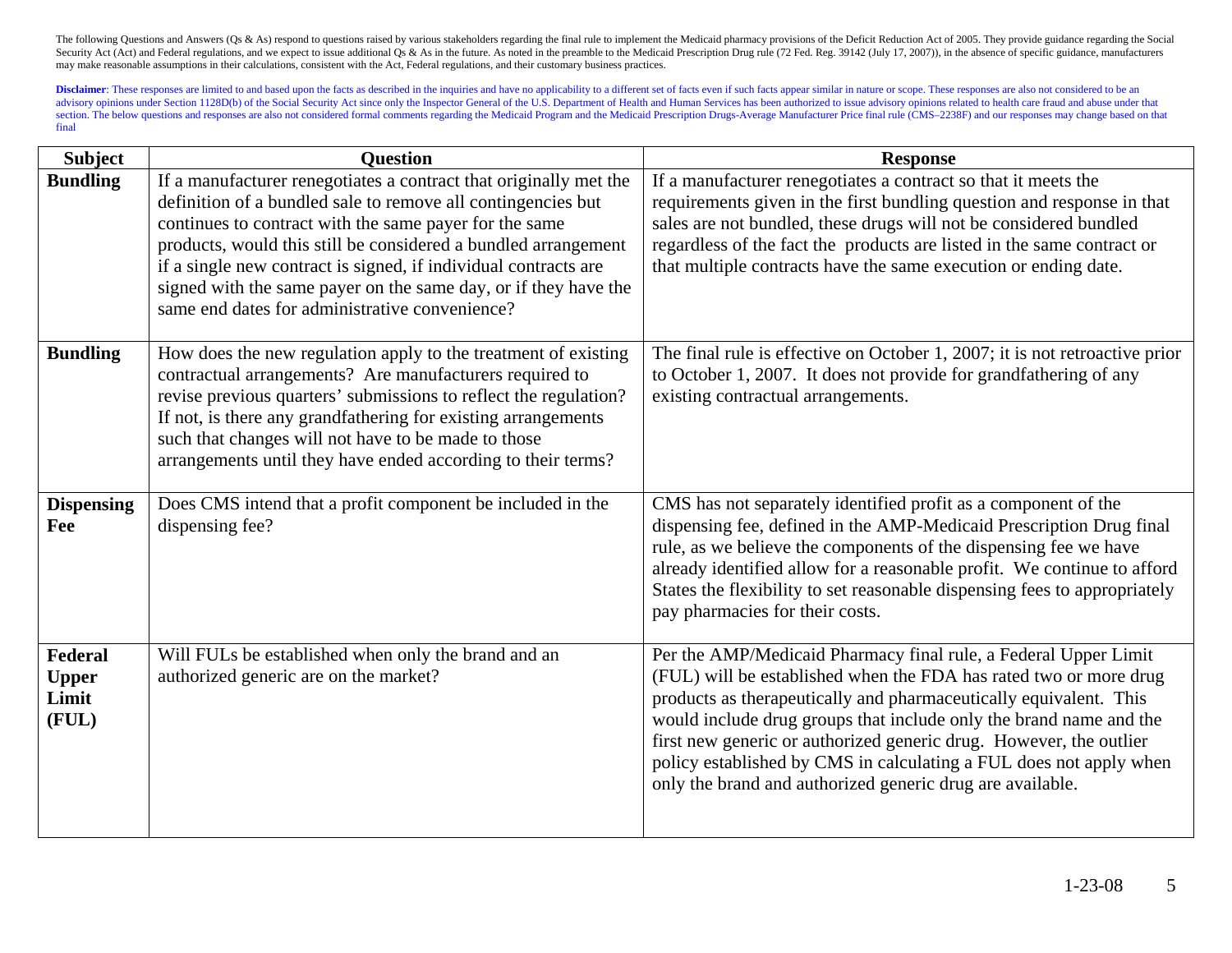The following Questions and Answers (Qs & As) respond to questions raised by various stakeholders regarding the final rule to implement the Medicaid pharmacy provisions of the Deficit Reduction Act of 2005. They provide guidance regarding the Social Security Act (Act) and Federal regulations, and we expect to issue additional Qs & As in the future. As noted in the preamble to the Medicaid Prescription Drug rule (72 Fed. Reg. 39142 (July 17, 2007)), in the absence of specific guidance, manufacturers may make reasonable assumptions in their calculations, consistent with the Act, Federal regulations, and their customary business practices.

**Disclaimer**: These responses are limited to and based upon the facts as described in the inquiries and have no applicability to a different set of facts even if such facts appear similar in nature or scope. These responses are also not considered to be an advisory opinions under Section 1128D(b) of the Social Security Act since only the Inspector General of the U.S. Department of Health and Human Services has been authorized to issue advisory opinions related to health care fraud and abuse under that section. The below questions and responses are also not considered formal comments regarding the Medicaid Program and the Medicaid Prescription Drugs-Average Manufacturer Price final rule (CMS–2238F) and our responses may change based on that final

| Subject | Question | Response |
|---|---|---|
| **Bundling** | If a manufacturer renegotiates a contract that originally met the definition of a bundled sale to remove all contingencies but continues to contract with the same payer for the same products, would this still be considered a bundled arrangement if a single new contract is signed, if individual contracts are signed with the same payer on the same day, or if they have the same end dates for administrative convenience? | If a manufacturer renegotiates a contract so that it meets the requirements given in the first bundling question and response in that sales are not bundled, these drugs will not be considered bundled regardless of the fact the products are listed in the same contract or that multiple contracts have the same execution or ending date. |
| **Bundling** | How does the new regulation apply to the treatment of existing contractual arrangements? Are manufacturers required to revise previous quarters' submissions to reflect the regulation? If not, is there any grandfathering for existing arrangements such that changes will not have to be made to those arrangements until they have ended according to their terms? | The final rule is effective on October 1, 2007; it is not retroactive prior to October 1, 2007. It does not provide for grandfathering of any existing contractual arrangements. |
| **Dispensing Fee** | Does CMS intend that a profit component be included in the dispensing fee? | CMS has not separately identified profit as a component of the dispensing fee, defined in the AMP-Medicaid Prescription Drug final rule, as we believe the components of the dispensing fee we have already identified allow for a reasonable profit. We continue to afford States the flexibility to set reasonable dispensing fees to appropriately pay pharmacies for their costs. |
| **Federal Upper Limit (FUL)** | Will FULs be established when only the brand and an authorized generic are on the market? | Per the AMP/Medicaid Pharmacy final rule, a Federal Upper Limit (FUL) will be established when the FDA has rated two or more drug products as therapeutically and pharmaceutically equivalent. This would include drug groups that include only the brand name and the first new generic or authorized generic drug. However, the outlier policy established by CMS in calculating a FUL does not apply when only the brand and authorized generic drug are available. |

1-23-08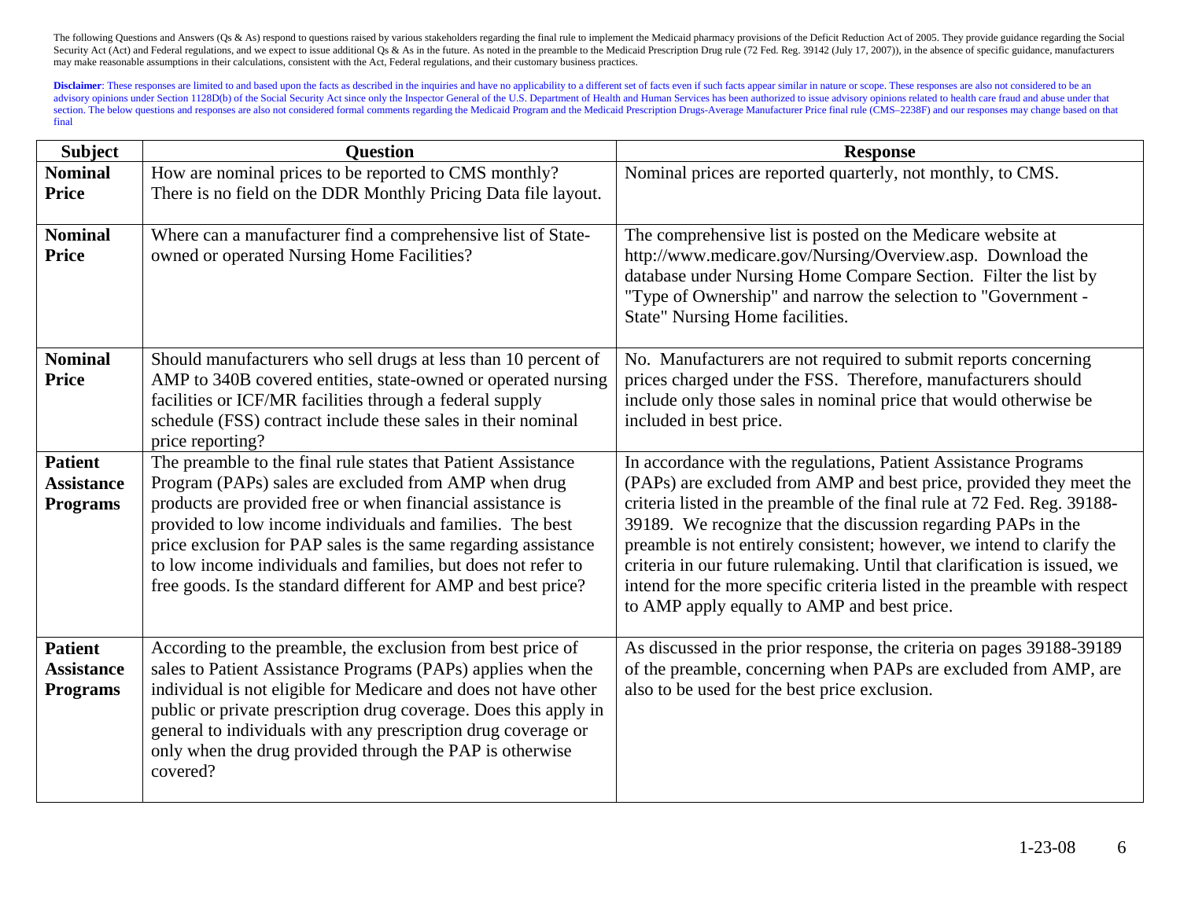The following Questions and Answers (Qs & As) respond to questions raised by various stakeholders regarding the final rule to implement the Medicaid pharmacy provisions of the Deficit Reduction Act of 2005. They provide guidance regarding the Social Security Act (Act) and Federal regulations, and we expect to issue additional Qs & As in the future. As noted in the preamble to the Medicaid Prescription Drug rule (72 Fed. Reg. 39142 (July 17, 2007)), in the absence of specific guidance, manufacturers may make reasonable assumptions in their calculations, consistent with the Act, Federal regulations, and their customary business practices.

**Disclaimer**: These responses are limited to and based upon the facts as described in the inquiries and have no applicability to a different set of facts even if such facts appear similar in nature or scope. These responses are also not considered to be an advisory opinions under Section 1128D(b) of the Social Security Act since only the Inspector General of the U.S. Department of Health and Human Services has been authorized to issue advisory opinions related to health care fraud and abuse under that section. The below questions and responses are also not considered formal comments regarding the Medicaid Program and the Medicaid Prescription Drugs-Average Manufacturer Price final rule (CMS–2238F) and our responses may change based on that final

| Subject | Question | Response |
|---|---|---|
| **Nominal Price** | How are nominal prices to be reported to CMS monthly? There is no field on the DDR Monthly Pricing Data file layout. | Nominal prices are reported quarterly, not monthly, to CMS. |
| **Nominal Price** | Where can a manufacturer find a comprehensive list of State-owned or operated Nursing Home Facilities? | The comprehensive list is posted on the Medicare website at http://www.medicare.gov/Nursing/Overview.asp. Download the database under Nursing Home Compare Section. Filter the list by "Type of Ownership" and narrow the selection to "Government - State" Nursing Home facilities. |
| **Nominal Price** | Should manufacturers who sell drugs at less than 10 percent of AMP to 340B covered entities, state-owned or operated nursing facilities or ICF/MR facilities through a federal supply schedule (FSS) contract include these sales in their nominal price reporting? | No. Manufacturers are not required to submit reports concerning prices charged under the FSS. Therefore, manufacturers should include only those sales in nominal price that would otherwise be included in best price. |
| **Patient Assistance Programs** | The preamble to the final rule states that Patient Assistance Program (PAPs) sales are excluded from AMP when drug products are provided free or when financial assistance is provided to low income individuals and families. The best price exclusion for PAP sales is the same regarding assistance to low income individuals and families, but does not refer to free goods. Is the standard different for AMP and best price? | In accordance with the regulations, Patient Assistance Programs (PAPs) are excluded from AMP and best price, provided they meet the criteria listed in the preamble of the final rule at 72 Fed. Reg. 39188-39189. We recognize that the discussion regarding PAPs in the preamble is not entirely consistent; however, we intend to clarify the criteria in our future rulemaking. Until that clarification is issued, we intend for the more specific criteria listed in the preamble with respect to AMP apply equally to AMP and best price. |
| **Patient Assistance Programs** | According to the preamble, the exclusion from best price of sales to Patient Assistance Programs (PAPs) applies when the individual is not eligible for Medicare and does not have other public or private prescription drug coverage. Does this apply in general to individuals with any prescription drug coverage or only when the drug provided through the PAP is otherwise covered? | As discussed in the prior response, the criteria on pages 39188-39189 of the preamble, concerning when PAPs are excluded from AMP, are also to be used for the best price exclusion. |

1-23-08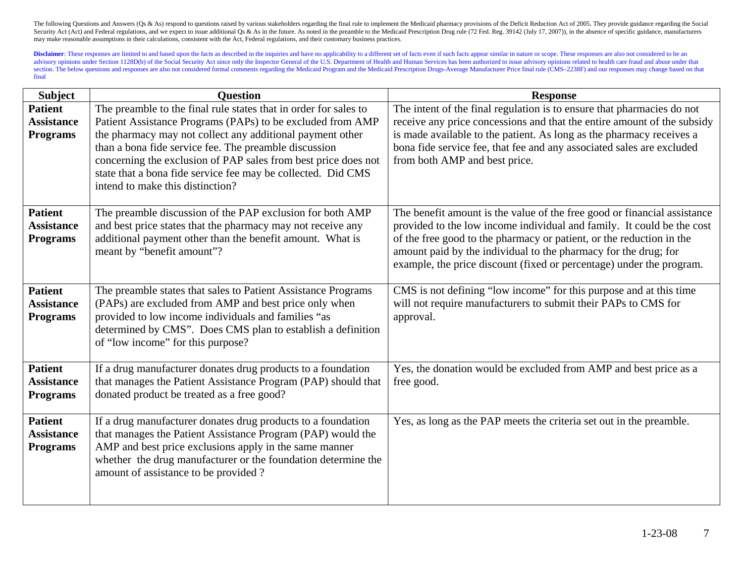The following Questions and Answers (Qs & As) respond to questions raised by various stakeholders regarding the final rule to implement the Medicaid pharmacy provisions of the Deficit Reduction Act of 2005. They provide guidance regarding the Social Security Act (Act) and Federal regulations, and we expect to issue additional Qs & As in the future. As noted in the preamble to the Medicaid Prescription Drug rule (72 Fed. Reg. 39142 (July 17, 2007)), in the absence of specific guidance, manufacturers may make reasonable assumptions in their calculations, consistent with the Act, Federal regulations, and their customary business practices.

**Disclaimer**: These responses are limited to and based upon the facts as described in the inquiries and have no applicability to a different set of facts even if such facts appear similar in nature or scope. These responses are also not considered to be an advisory opinions under Section 1128D(b) of the Social Security Act since only the Inspector General of the U.S. Department of Health and Human Services has been authorized to issue advisory opinions related to health care fraud and abuse under that section. The below questions and responses are also not considered formal comments regarding the Medicaid Program and the Medicaid Prescription Drugs-Average Manufacturer Price final rule (CMS–2238F) and our responses may change based on that final

| Subject | Question | Response |
|---|---|---|
| **Patient Assistance Programs** | The preamble to the final rule states that in order for sales to Patient Assistance Programs (PAPs) to be excluded from AMP the pharmacy may not collect any additional payment other than a bona fide service fee. The preamble discussion concerning the exclusion of PAP sales from best price does not state that a bona fide service fee may be collected. Did CMS intend to make this distinction? | The intent of the final regulation is to ensure that pharmacies do not receive any price concessions and that the entire amount of the subsidy is made available to the patient. As long as the pharmacy receives a bona fide service fee, that fee and any associated sales are excluded from both AMP and best price. |
| **Patient Assistance Programs** | The preamble discussion of the PAP exclusion for both AMP and best price states that the pharmacy may not receive any additional payment other than the benefit amount. What is meant by "benefit amount"? | The benefit amount is the value of the free good or financial assistance provided to the low income individual and family. It could be the cost of the free good to the pharmacy or patient, or the reduction in the amount paid by the individual to the pharmacy for the drug; for example, the price discount (fixed or percentage) under the program. |
| **Patient Assistance Programs** | The preamble states that sales to Patient Assistance Programs (PAPs) are excluded from AMP and best price only when provided to low income individuals and families "as determined by CMS". Does CMS plan to establish a definition of "low income" for this purpose? | CMS is not defining "low income" for this purpose and at this time will not require manufacturers to submit their PAPs to CMS for approval. |
| **Patient Assistance Programs** | If a drug manufacturer donates drug products to a foundation that manages the Patient Assistance Program (PAP) should that donated product be treated as a free good? | Yes, the donation would be excluded from AMP and best price as a free good. |
| **Patient Assistance Programs** | If a drug manufacturer donates drug products to a foundation that manages the Patient Assistance Program (PAP) would the AMP and best price exclusions apply in the same manner whether the drug manufacturer or the foundation determine the amount of assistance to be provided ? | Yes, as long as the PAP meets the criteria set out in the preamble. |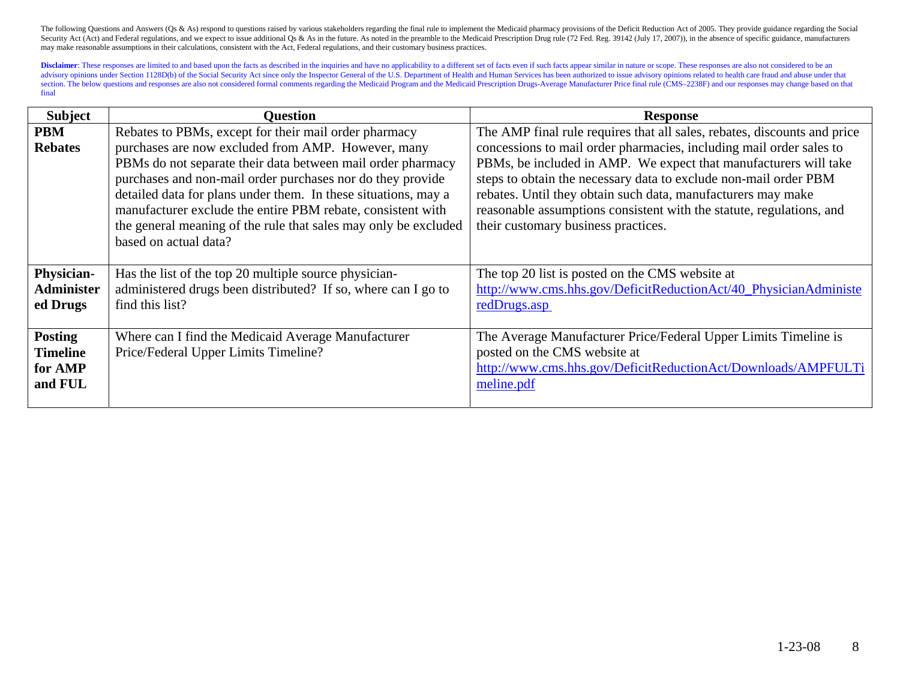The following Questions and Answers (Qs & As) respond to questions raised by various stakeholders regarding the final rule to implement the Medicaid pharmacy provisions of the Deficit Reduction Act of 2005. They provide guidance regarding the Social Security Act (Act) and Federal regulations, and we expect to issue additional Qs & As in the future. As noted in the preamble to the Medicaid Prescription Drug rule (72 Fed. Reg. 39142 (July 17, 2007)), in the absence of specific guidance, manufacturers may make reasonable assumptions in their calculations, consistent with the Act, Federal regulations, and their customary business practices.

**Disclaimer**: These responses are limited to and based upon the facts as described in the inquiries and have no applicability to a different set of facts even if such facts appear similar in nature or scope. These responses are also not considered to be an advisory opinions under Section 1128D(b) of the Social Security Act since only the Inspector General of the U.S. Department of Health and Human Services has been authorized to issue advisory opinions related to health care fraud and abuse under that section. The below questions and responses are also not considered formal comments regarding the Medicaid Program and the Medicaid Prescription Drugs-Average Manufacturer Price final rule (CMS–2238F) and our responses may change based on that final

| Subject | Question | Response |
| --- | --- | --- |
| **PBM Rebates** | Rebates to PBMs, except for their mail order pharmacy purchases are now excluded from AMP. However, many PBMs do not separate their data between mail order pharmacy purchases and non-mail order purchases nor do they provide detailed data for plans under them. In these situations, may a manufacturer exclude the entire PBM rebate, consistent with the general meaning of the rule that sales may only be excluded based on actual data? | The AMP final rule requires that all sales, rebates, discounts and price concessions to mail order pharmacies, including mail order sales to PBMs, be included in AMP. We expect that manufacturers will take steps to obtain the necessary data to exclude non-mail order PBM rebates. Until they obtain such data, manufacturers may make reasonable assumptions consistent with the statute, regulations, and their customary business practices. |
| **Physician-Administered Drugs** | Has the list of the top 20 multiple source physician-administered drugs been distributed? If so, where can I go to find this list? | The top 20 list is posted on the CMS website at http://www.cms.hhs.gov/DeficitReductionAct/40_PhysicianAdministeredDrugs.asp |
| **Posting Timeline for AMP and FUL** | Where can I find the Medicaid Average Manufacturer Price/Federal Upper Limits Timeline? | The Average Manufacturer Price/Federal Upper Limits Timeline is posted on the CMS website at http://www.cms.hhs.gov/DeficitReductionAct/Downloads/AMPFULTimeline.pdf |

1-23-08